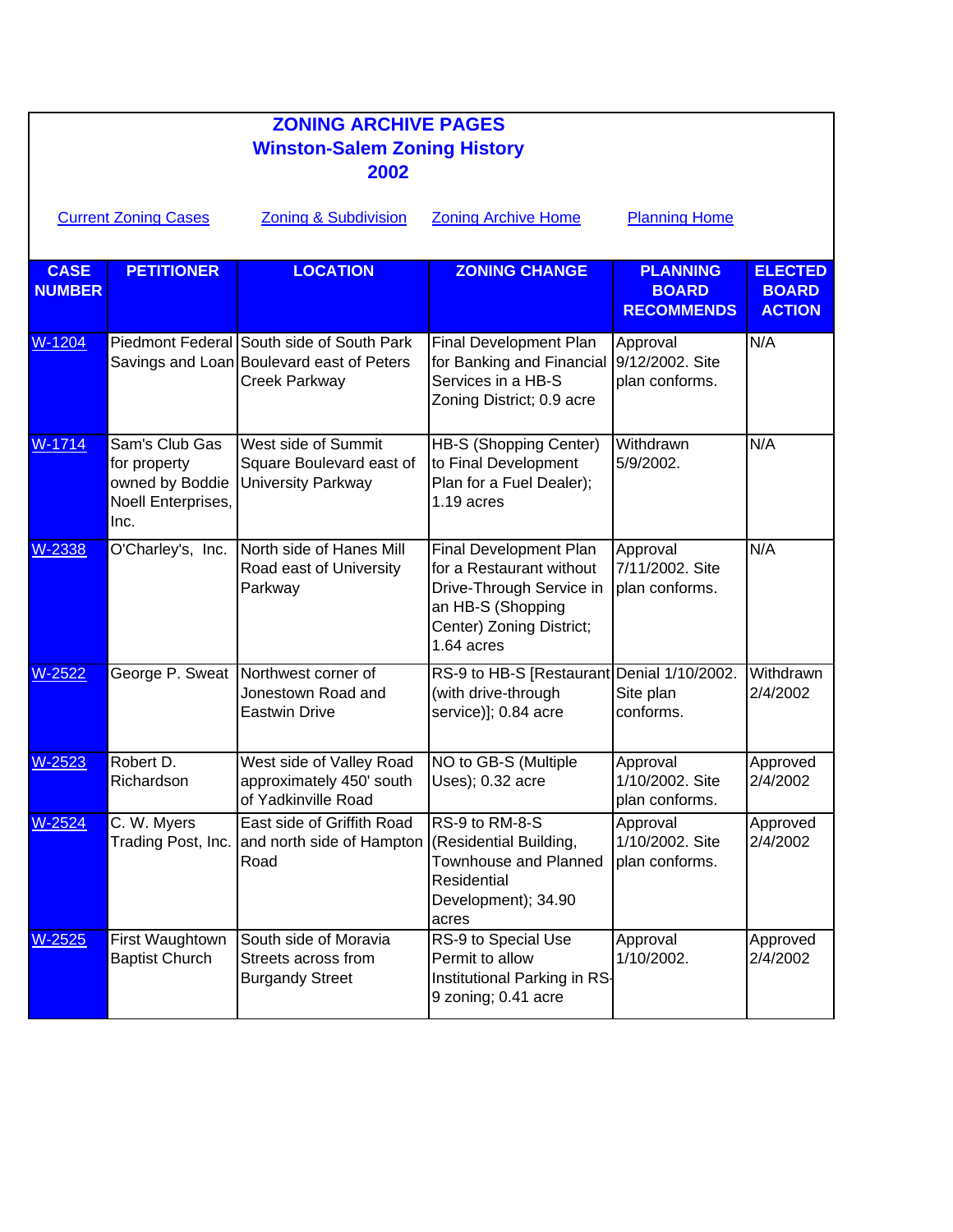# ZONING ARCHIVE PAGES
## Winston-Salem Zoning History
## 2002

[Current Zoning Cases](#) [Zoning & Subdivision](#) [Zoning Archive Home](#) [Planning Home](#)

| CASE NUMBER | PETITIONER | LOCATION | ZONING CHANGE | PLANNING BOARD RECOMMENDS | ELECTED BOARD ACTION |
|---|---|---|---|---|---|
| W-1204 | Piedmont Federal Savings and Loan | South side of South Park Boulevard east of Peters Creek Parkway | Final Development Plan for Banking and Financial Services in a HB-S Zoning District; 0.9 acre | Approval 9/12/2002. Site plan conforms. | N/A |
| W-1714 | Sam's Club Gas for property owned by Boddie Noell Enterprises, Inc. | West side of Summit Square Boulevard east of University Parkway | HB-S (Shopping Center) to Final Development Plan for a Fuel Dealer); 1.19 acres | Withdrawn 5/9/2002. | N/A |
| W-2338 | O'Charley's, Inc. | North side of Hanes Mill Road east of University Parkway | Final Development Plan for a Restaurant without Drive-Through Service in an HB-S (Shopping Center) Zoning District; 1.64 acres | Approval 7/11/2002. Site plan conforms. | N/A |
| W-2522 | George P. Sweat | Northwest corner of Jonestown Road and Eastwin Drive | RS-9 to HB-S [Restaurant (with drive-through service)]; 0.84 acre | Denial 1/10/2002. Site plan conforms. | Withdrawn 2/4/2002 |
| W-2523 | Robert D. Richardson | West side of Valley Road approximately 450' south of Yadkinville Road | NO to GB-S (Multiple Uses); 0.32 acre | Approval 1/10/2002. Site plan conforms. | Approved 2/4/2002 |
| W-2524 | C. W. Myers Trading Post, Inc. | East side of Griffith Road and north side of Hampton Road | RS-9 to RM-8-S (Residential Building, Townhouse and Planned Residential Development); 34.90 acres | Approval 1/10/2002. Site plan conforms. | Approved 2/4/2002 |
| W-2525 | First Waughtown Baptist Church | South side of Moravia Streets across from Burgandy Street | RS-9 to Special Use Permit to allow Institutional Parking in RS-9 zoning; 0.41 acre | Approval 1/10/2002. | Approved 2/4/2002 |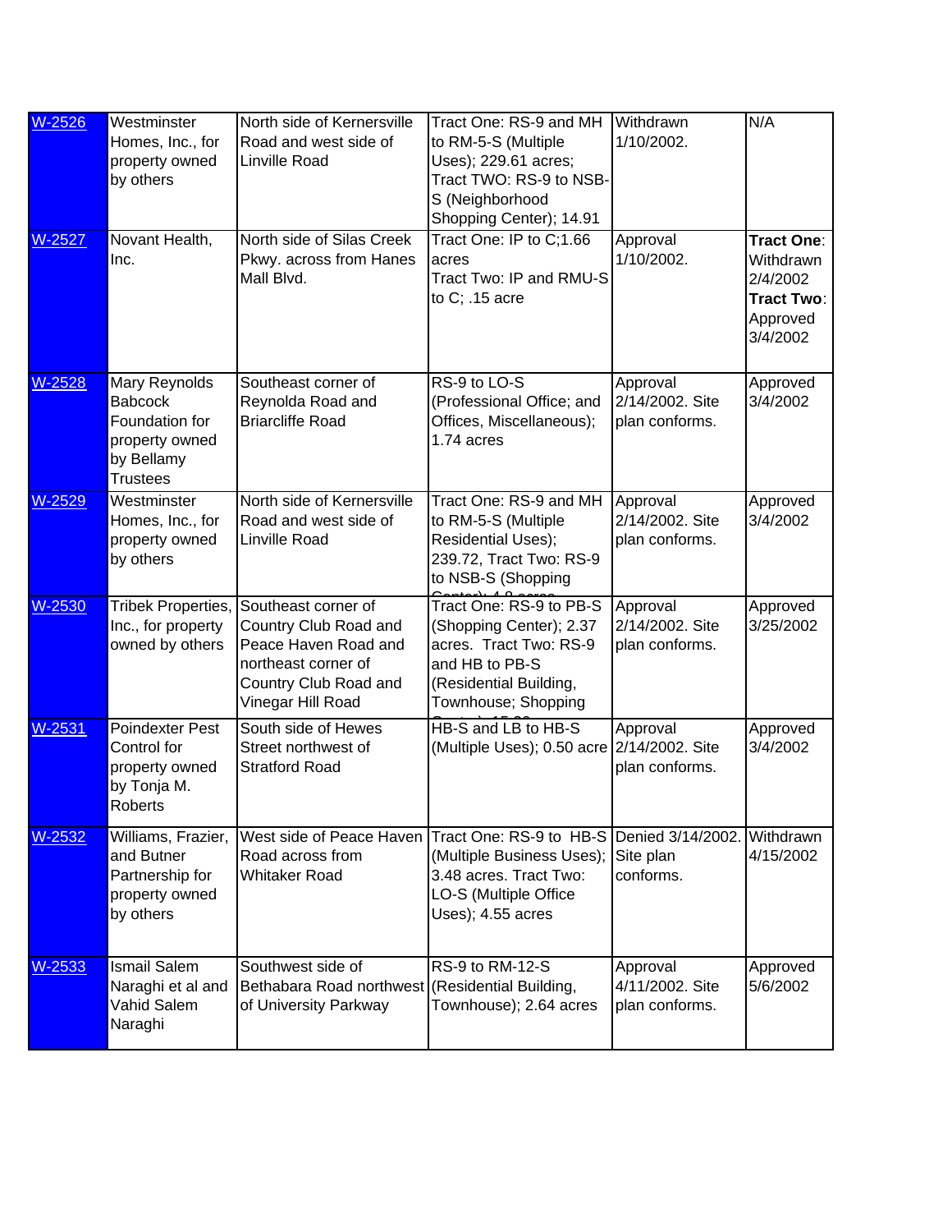| | | | | | |
|---|---|---|---|---|---|
| W-2526 | Westminster Homes, Inc., for property owned by others | North side of Kernersville Road and west side of Linville Road | Tract One: RS-9 and MH to RM-5-S (Multiple Uses); 229.61 acres; Tract TWO: RS-9 to NSB-S (Neighborhood Shopping Center); 14.91 | Withdrawn 1/10/2002. | N/A |
| W-2527 | Novant Health, Inc. | North side of Silas Creek Pkwy. across from Hanes Mall Blvd. | Tract One: IP to C;1.66 acres Tract Two: IP and RMU-S to C; .15 acre | Approval 1/10/2002. | **Tract One**: Withdrawn 2/4/2002 **Tract Two**: Approved 3/4/2002 |
| W-2528 | Mary Reynolds Babcock Foundation for property owned by Bellamy Trustees | Southeast corner of Reynolda Road and Briarcliffe Road | RS-9 to LO-S (Professional Office; and Offices, Miscellaneous); 1.74 acres | Approval 2/14/2002. Site plan conforms. | Approved 3/4/2002 |
| W-2529 | Westminster Homes, Inc., for property owned by others | North side of Kernersville Road and west side of Linville Road | Tract One: RS-9 and MH to RM-5-S (Multiple Residential Uses); 239.72, Tract Two: RS-9 to NSB-S (Shopping Center); 4.8 acres | Approval 2/14/2002. Site plan conforms. | Approved 3/4/2002 |
| W-2530 | Tribek Properties, Inc., for property owned by others | Southeast corner of Country Club Road and Peace Haven Road and northeast corner of Country Club Road and Vinegar Hill Road | Tract One: RS-9 to PB-S (Shopping Center); 2.37 acres. Tract Two: RS-9 and HB to PB-S (Residential Building, Townhouse; Shopping Center); 15.00 | Approval 2/14/2002. Site plan conforms. | Approved 3/25/2002 |
| W-2531 | Poindexter Pest Control for property owned by Tonja M. Roberts | South side of Hewes Street northwest of Stratford Road | HB-S and LB to HB-S (Multiple Uses); 0.50 acre | Approval 2/14/2002. Site plan conforms. | Approved 3/4/2002 |
| W-2532 | Williams, Frazier, and Butner Partnership for property owned by others | West side of Peace Haven Road across from Whitaker Road | Tract One: RS-9 to HB-S (Multiple Business Uses); 3.48 acres. Tract Two: LO-S (Multiple Office Uses); 4.55 acres | Denied 3/14/2002. Site plan conforms. | Withdrawn 4/15/2002 |
| W-2533 | Ismail Salem Naraghi et al and Vahid Salem Naraghi | Southwest side of Bethabara Road northwest of University Parkway | RS-9 to RM-12-S (Residential Building, Townhouse); 2.64 acres | Approval 4/11/2002. Site plan conforms. | Approved 5/6/2002 |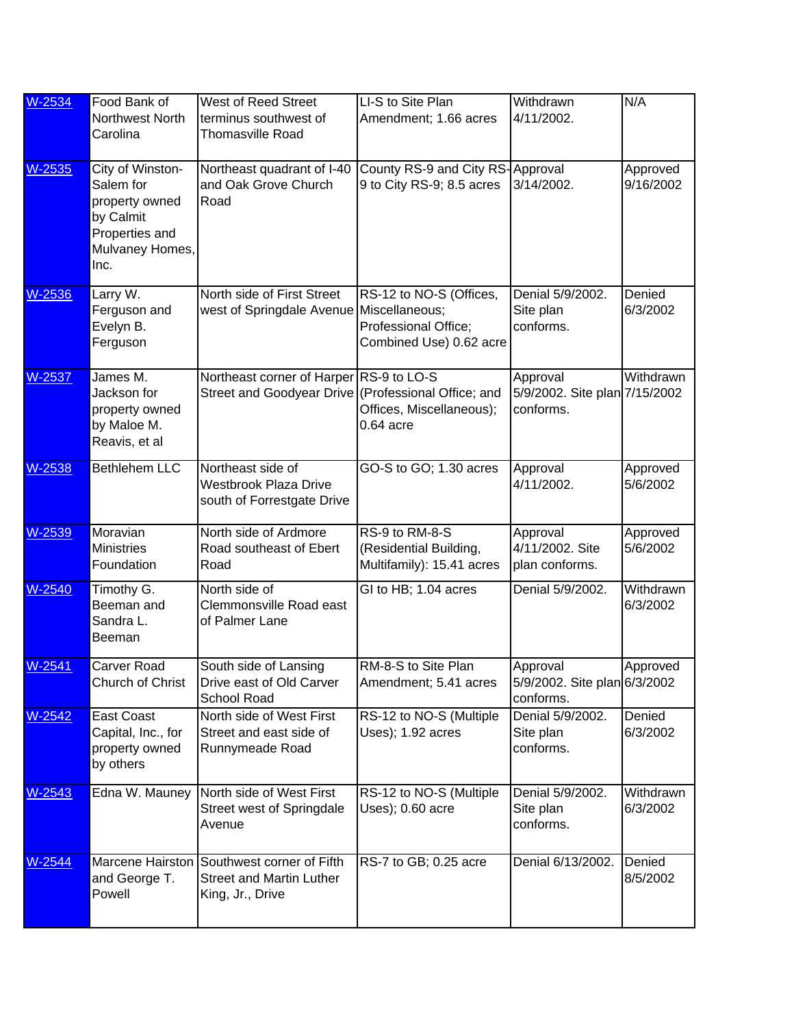| | | | | | |
|---|---|---|---|---|---|
| W-2534 | Food Bank of Northwest North Carolina | West of Reed Street terminus southwest of Thomasville Road | LI-S to Site Plan Amendment; 1.66 acres | Withdrawn 4/11/2002. | N/A |
| W-2535 | City of Winston-Salem for property owned by Calmit Properties and Mulvaney Homes, Inc. | Northeast quadrant of I-40 and Oak Grove Church Road | County RS-9 and City RS-9 to City RS-9; 8.5 acres | Approval 3/14/2002. | Approved 9/16/2002 |
| W-2536 | Larry W. Ferguson and Evelyn B. Ferguson | North side of First Street west of Springdale Avenue | RS-12 to NO-S (Offices, Miscellaneous; Professional Office; Combined Use) 0.62 acre | Denial 5/9/2002. Site plan conforms. | Denied 6/3/2002 |
| W-2537 | James M. Jackson for property owned by Maloe M. Reavis, et al | Northeast corner of Harper Street and Goodyear Drive | RS-9 to LO-S (Professional Office; and Offices, Miscellaneous); 0.64 acre | Approval 5/9/2002. Site plan conforms. | Withdrawn 7/15/2002 |
| W-2538 | Bethlehem LLC | Northeast side of Westbrook Plaza Drive south of Forrestgate Drive | GO-S to GO; 1.30 acres | Approval 4/11/2002. | Approved 5/6/2002 |
| W-2539 | Moravian Ministries Foundation | North side of Ardmore Road southeast of Ebert Road | RS-9 to RM-8-S (Residential Building, Multifamily): 15.41 acres | Approval 4/11/2002. Site plan conforms. | Approved 5/6/2002 |
| W-2540 | Timothy G. Beeman and Sandra L. Beeman | North side of Clemmonsville Road east of Palmer Lane | GI to HB; 1.04 acres | Denial 5/9/2002. | Withdrawn 6/3/2002 |
| W-2541 | Carver Road Church of Christ | South side of Lansing Drive east of Old Carver School Road | RM-8-S to Site Plan Amendment; 5.41 acres | Approval 5/9/2002. Site plan conforms. | Approved 6/3/2002 |
| W-2542 | East Coast Capital, Inc., for property owned by others | North side of West First Street and east side of Runnymeade Road | RS-12 to NO-S (Multiple Uses); 1.92 acres | Denial 5/9/2002. Site plan conforms. | Denied 6/3/2002 |
| W-2543 | Edna W. Mauney | North side of West First Street west of Springdale Avenue | RS-12 to NO-S (Multiple Uses); 0.60 acre | Denial 5/9/2002. Site plan conforms. | Withdrawn 6/3/2002 |
| W-2544 | Marcene Hairston and George T. Powell | Southwest corner of Fifth Street and Martin Luther King, Jr., Drive | RS-7 to GB; 0.25 acre | Denial 6/13/2002. | Denied 8/5/2002 |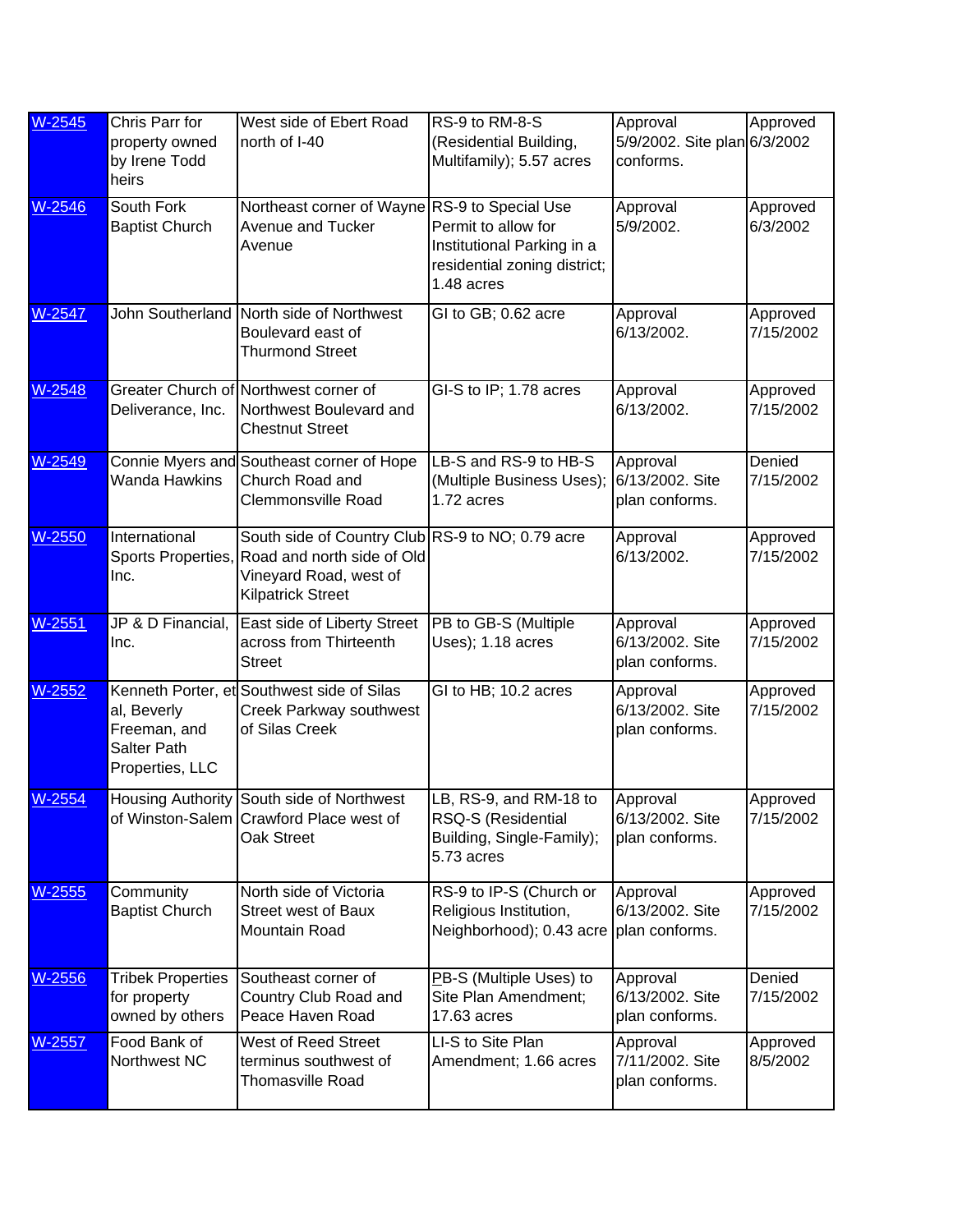| | | | | | |
|---|---|---|---|---|---|
| W-2545 | Chris Parr for property owned by Irene Todd heirs | West side of Ebert Road north of I-40 | RS-9 to RM-8-S (Residential Building, Multifamily); 5.57 acres | Approval 5/9/2002. Site plan conforms. | Approved 6/3/2002 |
| W-2546 | South Fork Baptist Church | Northeast corner of Wayne Avenue and Tucker Avenue | RS-9 to Special Use Permit to allow for Institutional Parking in a residential zoning district; 1.48 acres | Approval 5/9/2002. | Approved 6/3/2002 |
| W-2547 | John Southerland | North side of Northwest Boulevard east of Thurmond Street | GI to GB; 0.62 acre | Approval 6/13/2002. | Approved 7/15/2002 |
| W-2548 | Greater Church of Deliverance, Inc. | Northwest corner of Northwest Boulevard and Chestnut Street | GI-S to IP; 1.78 acres | Approval 6/13/2002. | Approved 7/15/2002 |
| W-2549 | Connie Myers and Wanda Hawkins | Southeast corner of Hope Church Road and Clemmonsville Road | LB-S and RS-9 to HB-S (Multiple Business Uses); 1.72 acres | Approval 6/13/2002. Site plan conforms. | Denied 7/15/2002 |
| W-2550 | International Sports Properties, Inc. | South side of Country Club Road and north side of Old Vineyard Road, west of Kilpatrick Street | RS-9 to NO; 0.79 acre | Approval 6/13/2002. | Approved 7/15/2002 |
| W-2551 | JP & D Financial, Inc. | East side of Liberty Street across from Thirteenth Street | PB to GB-S (Multiple Uses); 1.18 acres | Approval 6/13/2002. Site plan conforms. | Approved 7/15/2002 |
| W-2552 | Kenneth Porter, et al, Beverly Freeman, and Salter Path Properties, LLC | Southwest side of Silas Creek Parkway southwest of Silas Creek | GI to HB; 10.2 acres | Approval 6/13/2002. Site plan conforms. | Approved 7/15/2002 |
| W-2554 | Housing Authority of Winston-Salem | South side of Northwest Crawford Place west of Oak Street | LB, RS-9, and RM-18 to RSQ-S (Residential Building, Single-Family); 5.73 acres | Approval 6/13/2002. Site plan conforms. | Approved 7/15/2002 |
| W-2555 | Community Baptist Church | North side of Victoria Street west of Baux Mountain Road | RS-9 to IP-S (Church or Religious Institution, Neighborhood); 0.43 acre | Approval 6/13/2002. Site plan conforms. | Approved 7/15/2002 |
| W-2556 | Tribek Properties for property owned by others | Southeast corner of Country Club Road and Peace Haven Road | PB-S (Multiple Uses) to Site Plan Amendment; 17.63 acres | Approval 6/13/2002. Site plan conforms. | Denied 7/15/2002 |
| W-2557 | Food Bank of Northwest NC | West of Reed Street terminus southwest of Thomasville Road | LI-S to Site Plan Amendment; 1.66 acres | Approval 7/11/2002. Site plan conforms. | Approved 8/5/2002 |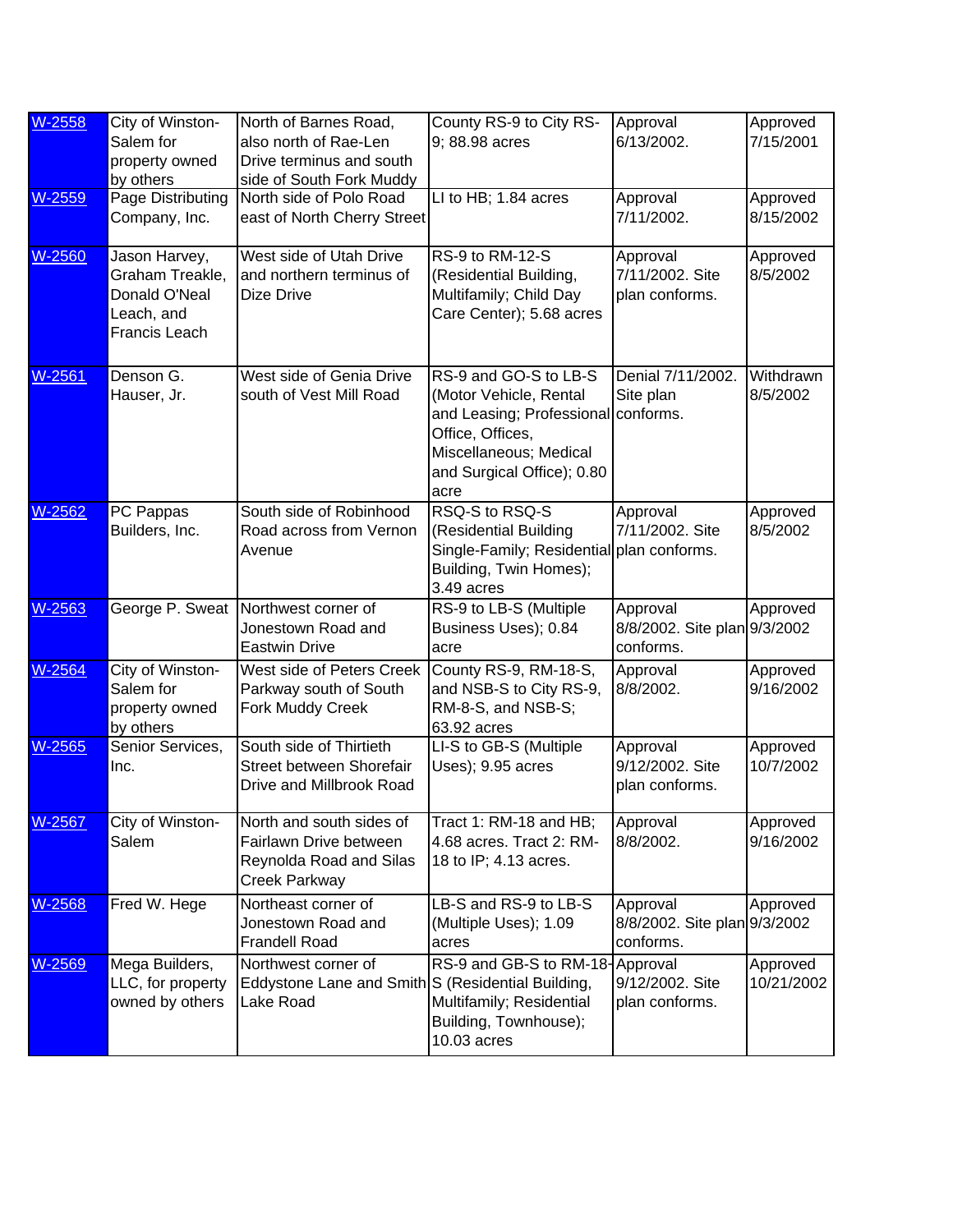| | | | | | |
|---|---|---|---|---|---|
| W-2558 | City of Winston-Salem for property owned by others | North of Barnes Road, also north of Rae-Len Drive terminus and south side of South Fork Muddy | County RS-9 to City RS-9; 88.98 acres | Approval 6/13/2002. | Approved 7/15/2001 |
| W-2559 | Page Distributing Company, Inc. | North side of Polo Road east of North Cherry Street | LI to HB; 1.84 acres | Approval 7/11/2002. | Approved 8/15/2002 |
| W-2560 | Jason Harvey, Graham Treakle, Donald O'Neal Leach, and Francis Leach | West side of Utah Drive and northern terminus of Dize Drive | RS-9 to RM-12-S (Residential Building, Multifamily; Child Day Care Center); 5.68 acres | Approval 7/11/2002. Site plan conforms. | Approved 8/5/2002 |
| W-2561 | Denson G. Hauser, Jr. | West side of Genia Drive south of Vest Mill Road | RS-9 and GO-S to LB-S (Motor Vehicle, Rental and Leasing; Professional Office, Offices, Miscellaneous; Medical and Surgical Office); 0.80 acre | Denial 7/11/2002. Site plan conforms. | Withdrawn 8/5/2002 |
| W-2562 | PC Pappas Builders, Inc. | South side of Robinhood Road across from Vernon Avenue | RSQ-S to RSQ-S (Residential Building Single-Family; Residential Building, Twin Homes); 3.49 acres | Approval 7/11/2002. Site plan conforms. | Approved 8/5/2002 |
| W-2563 | George P. Sweat | Northwest corner of Jonestown Road and Eastwin Drive | RS-9 to LB-S (Multiple Business Uses); 0.84 acre | Approval 8/8/2002. Site plan conforms. | Approved 9/3/2002 |
| W-2564 | City of Winston-Salem for property owned by others | West side of Peters Creek Parkway south of South Fork Muddy Creek | County RS-9, RM-18-S, and NSB-S to City RS-9, RM-8-S, and NSB-S; 63.92 acres | Approval 8/8/2002. | Approved 9/16/2002 |
| W-2565 | Senior Services, Inc. | South side of Thirtieth Street between Shorefair Drive and Millbrook Road | LI-S to GB-S (Multiple Uses); 9.95 acres | Approval 9/12/2002. Site plan conforms. | Approved 10/7/2002 |
| W-2567 | City of Winston-Salem | North and south sides of Fairlawn Drive between Reynolda Road and Silas Creek Parkway | Tract 1: RM-18 and HB; 4.68 acres. Tract 2: RM-18 to IP; 4.13 acres. | Approval 8/8/2002. | Approved 9/16/2002 |
| W-2568 | Fred W. Hege | Northeast corner of Jonestown Road and Frandell Road | LB-S and RS-9 to LB-S (Multiple Uses); 1.09 acres | Approval 8/8/2002. Site plan conforms. | Approved 9/3/2002 |
| W-2569 | Mega Builders, LLC, for property owned by others | Northwest corner of Eddystone Lane and Smith Lake Road | RS-9 and GB-S to RM-18-S (Residential Building, Multifamily; Residential Building, Townhouse); 10.03 acres | Approval 9/12/2002. Site plan conforms. | Approved 10/21/2002 |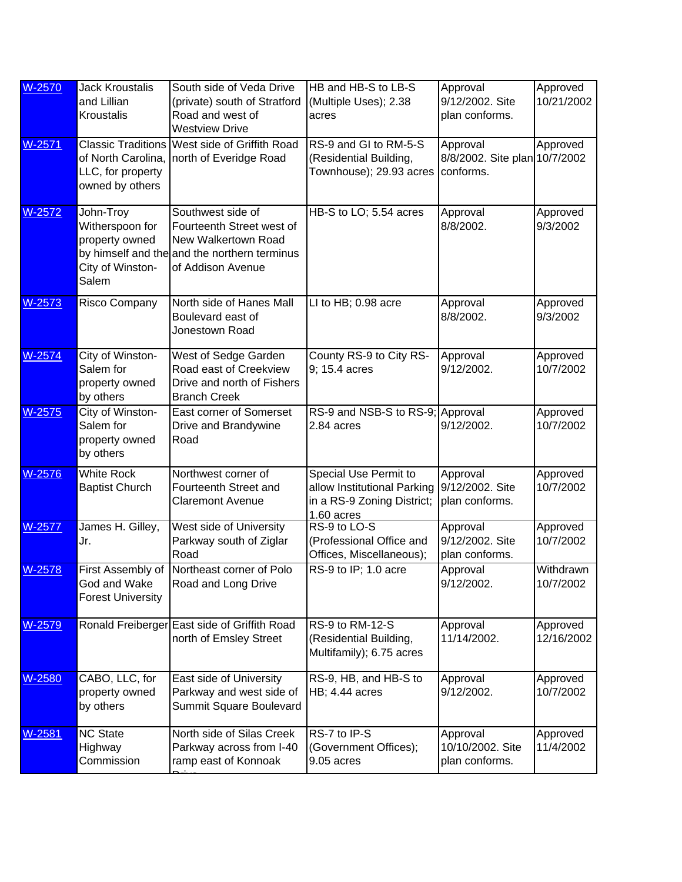| | | | | | |
|---|---|---|---|---|---|
| W-2570 | Jack Kroustalis and Lillian Kroustalis | South side of Veda Drive (private) south of Stratford Road and west of Westview Drive | HB and HB-S to LB-S (Multiple Uses); 2.38 acres | Approval 9/12/2002. Site plan conforms. | Approved 10/21/2002 |
| W-2571 | Classic Traditions of North Carolina, LLC, for property owned by others | West side of Griffith Road north of Everidge Road | RS-9 and GI to RM-5-S (Residential Building, Townhouse); 29.93 acres | Approval 8/8/2002. Site plan conforms. | Approved 10/7/2002 |
| W-2572 | John-Troy Witherspoon for property owned by himself and the City of Winston-Salem | Southwest side of Fourteenth Street west of New Walkertown Road and the northern terminus of Addison Avenue | HB-S to LO; 5.54 acres | Approval 8/8/2002. | Approved 9/3/2002 |
| W-2573 | Risco Company | North side of Hanes Mall Boulevard east of Jonestown Road | LI to HB; 0.98 acre | Approval 8/8/2002. | Approved 9/3/2002 |
| W-2574 | City of Winston-Salem for property owned by others | West of Sedge Garden Road east of Creekview Drive and north of Fishers Branch Creek | County RS-9 to City RS-9; 15.4 acres | Approval 9/12/2002. | Approved 10/7/2002 |
| W-2575 | City of Winston-Salem for property owned by others | East corner of Somerset Drive and Brandywine Road | RS-9 and NSB-S to RS-9; 2.84 acres | Approval 9/12/2002. | Approved 10/7/2002 |
| W-2576 | White Rock Baptist Church | Northwest corner of Fourteenth Street and Claremont Avenue | Special Use Permit to allow Institutional Parking in a RS-9 Zoning District; 1.60 acres | Approval 9/12/2002. Site plan conforms. | Approved 10/7/2002 |
| W-2577 | James H. Gilley, Jr. | West side of University Parkway south of Ziglar Road | RS-9 to LO-S (Professional Office and Offices, Miscellaneous); | Approval 9/12/2002. Site plan conforms. | Approved 10/7/2002 |
| W-2578 | First Assembly of God and Wake Forest University | Northeast corner of Polo Road and Long Drive | RS-9 to IP; 1.0 acre | Approval 9/12/2002. | Withdrawn 10/7/2002 |
| W-2579 | Ronald Freiberger | East side of Griffith Road north of Emsley Street | RS-9 to RM-12-S (Residential Building, Multifamily); 6.75 acres | Approval 11/14/2002. | Approved 12/16/2002 |
| W-2580 | CABO, LLC, for property owned by others | East side of University Parkway and west side of Summit Square Boulevard | RS-9, HB, and HB-S to HB; 4.44 acres | Approval 9/12/2002. | Approved 10/7/2002 |
| W-2581 | NC State Highway Commission | North side of Silas Creek Parkway across from I-40 ramp east of Konnoak Drive | RS-7 to IP-S (Government Offices); 9.05 acres | Approval 10/10/2002. Site plan conforms. | Approved 11/4/2002 |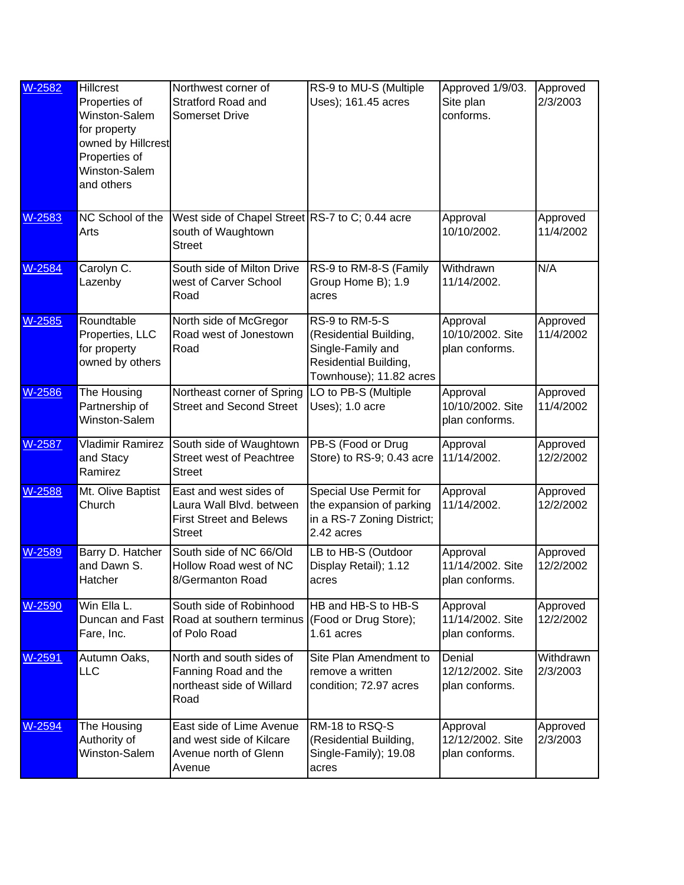| W-2582 | Hillcrest Properties of Winston-Salem for property owned by Hillcrest Properties of Winston-Salem and others | Northwest corner of Stratford Road and Somerset Drive | RS-9 to MU-S (Multiple Uses); 161.45 acres | Approved 1/9/03. Site plan conforms. | Approved 2/3/2003 |
|---|---|---|---|---|---|
| W-2583 | NC School of the Arts | West side of Chapel Street south of Waughtown Street | RS-7 to C; 0.44 acre | Approval 10/10/2002. | Approved 11/4/2002 |
| W-2584 | Carolyn C. Lazenby | South side of Milton Drive west of Carver School Road | RS-9 to RM-8-S (Family Group Home B); 1.9 acres | Withdrawn 11/14/2002. | N/A |
| W-2585 | Roundtable Properties, LLC for property owned by others | North side of McGregor Road west of Jonestown Road | RS-9 to RM-5-S (Residential Building, Single-Family and Residential Building, Townhouse); 11.82 acres | Approval 10/10/2002. Site plan conforms. | Approved 11/4/2002 |
| W-2586 | The Housing Partnership of Winston-Salem | Northeast corner of Spring Street and Second Street | LO to PB-S (Multiple Uses); 1.0 acre | Approval 10/10/2002. Site plan conforms. | Approved 11/4/2002 |
| W-2587 | Vladimir Ramirez and Stacy Ramirez | South side of Waughtown Street west of Peachtree Street | PB-S (Food or Drug Store) to RS-9; 0.43 acre | Approval 11/14/2002. | Approved 12/2/2002 |
| W-2588 | Mt. Olive Baptist Church | East and west sides of Laura Wall Blvd. between First Street and Belews Street | Special Use Permit for the expansion of parking in a RS-7 Zoning District; 2.42 acres | Approval 11/14/2002. | Approved 12/2/2002 |
| W-2589 | Barry D. Hatcher and Dawn S. Hatcher | South side of NC 66/Old Hollow Road west of NC 8/Germanton Road | LB to HB-S (Outdoor Display Retail); 1.12 acres | Approval 11/14/2002. Site plan conforms. | Approved 12/2/2002 |
| W-2590 | Win Ella L. Duncan and Fast Fare, Inc. | South side of Robinhood Road at southern terminus of Polo Road | HB and HB-S to HB-S (Food or Drug Store); 1.61 acres | Approval 11/14/2002. Site plan conforms. | Approved 12/2/2002 |
| W-2591 | Autumn Oaks, LLC | North and south sides of Fanning Road and the northeast side of Willard Road | Site Plan Amendment to remove a written condition; 72.97 acres | Denial 12/12/2002. Site plan conforms. | Withdrawn 2/3/2003 |
| W-2594 | The Housing Authority of Winston-Salem | East side of Lime Avenue and west side of Kilcare Avenue north of Glenn Avenue | RM-18 to RSQ-S (Residential Building, Single-Family); 19.08 acres | Approval 12/12/2002. Site plan conforms. | Approved 2/3/2003 |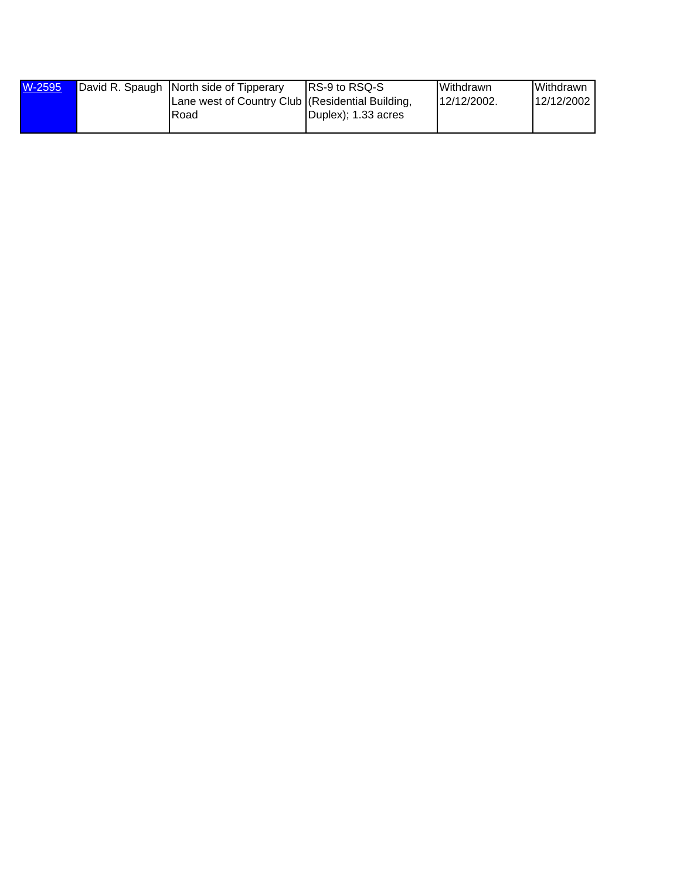| | | | | | |
|---|---|---|---|---|---|
| W-2595 | David R. Spaugh | North side of Tipperary Lane west of Country Club Road | RS-9 to RSQ-S (Residential Building, Duplex); 1.33 acres | Withdrawn 12/12/2002. | Withdrawn 12/12/2002 |